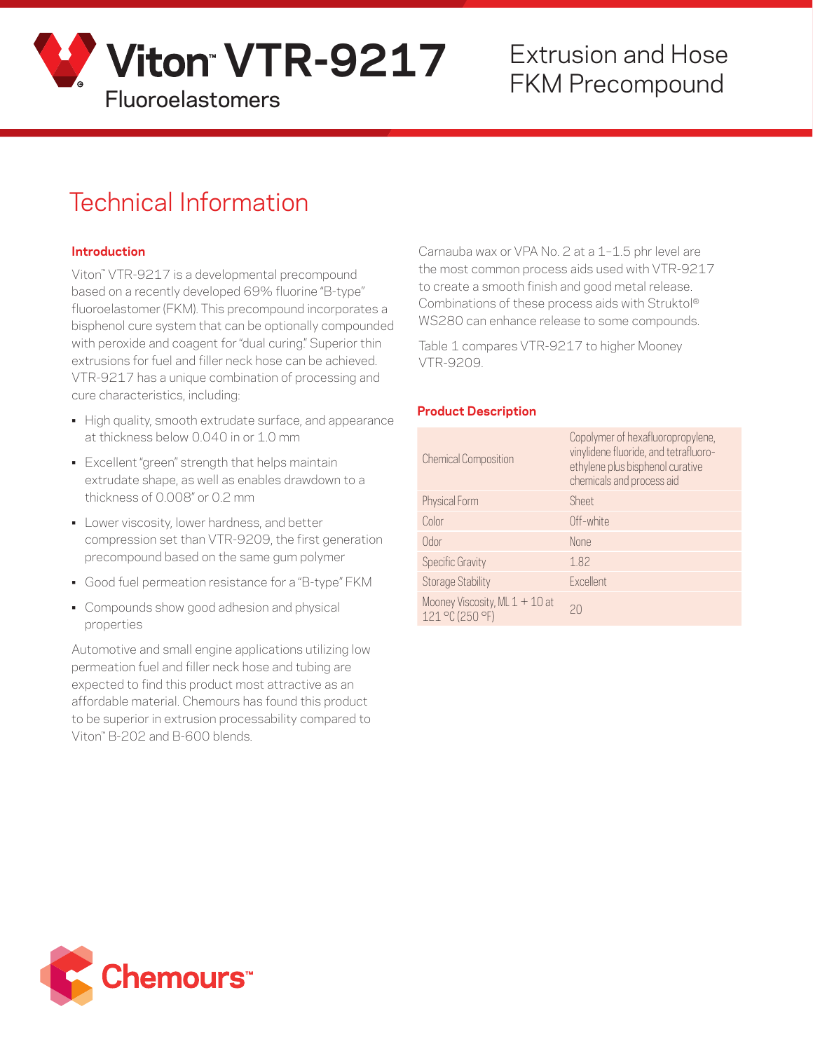# Viton™ VTR-9217

Fluoroelastomers

Extrusion and Hose FKM Precompound

## Technical Information

### Introduction

Viton™ VTR-9217 is a developmental precompound based on a recently developed 69% fluorine "B-type" fluoroelastomer (FKM). This precompound incorporates a bisphenol cure system that can be optionally compounded with peroxide and coagent for "dual curing." Superior thin extrusions for fuel and filler neck hose can be achieved. VTR-9217 has a unique combination of processing and cure characteristics, including:

- High quality, smooth extrudate surface, and appearance at thickness below 0.040 in or 1.0 mm
- Excellent "green" strength that helps maintain extrudate shape, as well as enables drawdown to a thickness of 0.008" or 0.2 mm
- Lower viscosity, lower hardness, and better compression set than VTR-9209, the first generation precompound based on the same gum polymer
- Good fuel permeation resistance for a "B-type" FKM
- Compounds show good adhesion and physical properties

Automotive and small engine applications utilizing low permeation fuel and filler neck hose and tubing are expected to find this product most attractive as an affordable material. Chemours has found this product to be superior in extrusion processability compared to Viton™ B-202 and B-600 blends.

Carnauba wax or VPA No. 2 at a 1–1.5 phr level are the most common process aids used with VTR-9217 to create a smooth finish and good metal release. Combinations of these process aids with Struktol® WS280 can enhance release to some compounds.

Table 1 compares VTR-9217 to higher Mooney VTR-9209.

### Product Description

| Property | Value |
|---|---|
| Chemical Composition | Copolymer of hexafluoropropylene, vinylidene fluoride, and tetrafluoroethylene plus bisphenol curative chemicals and process aid |
| Physical Form | Sheet |
| Color | Off-white |
| Odor | None |
| Specific Gravity | 1.82 |
| Storage Stability | Excellent |
| Mooney Viscosity, ML 1 + 10 at 121 °C (250 °F) | 20 |

Chemours™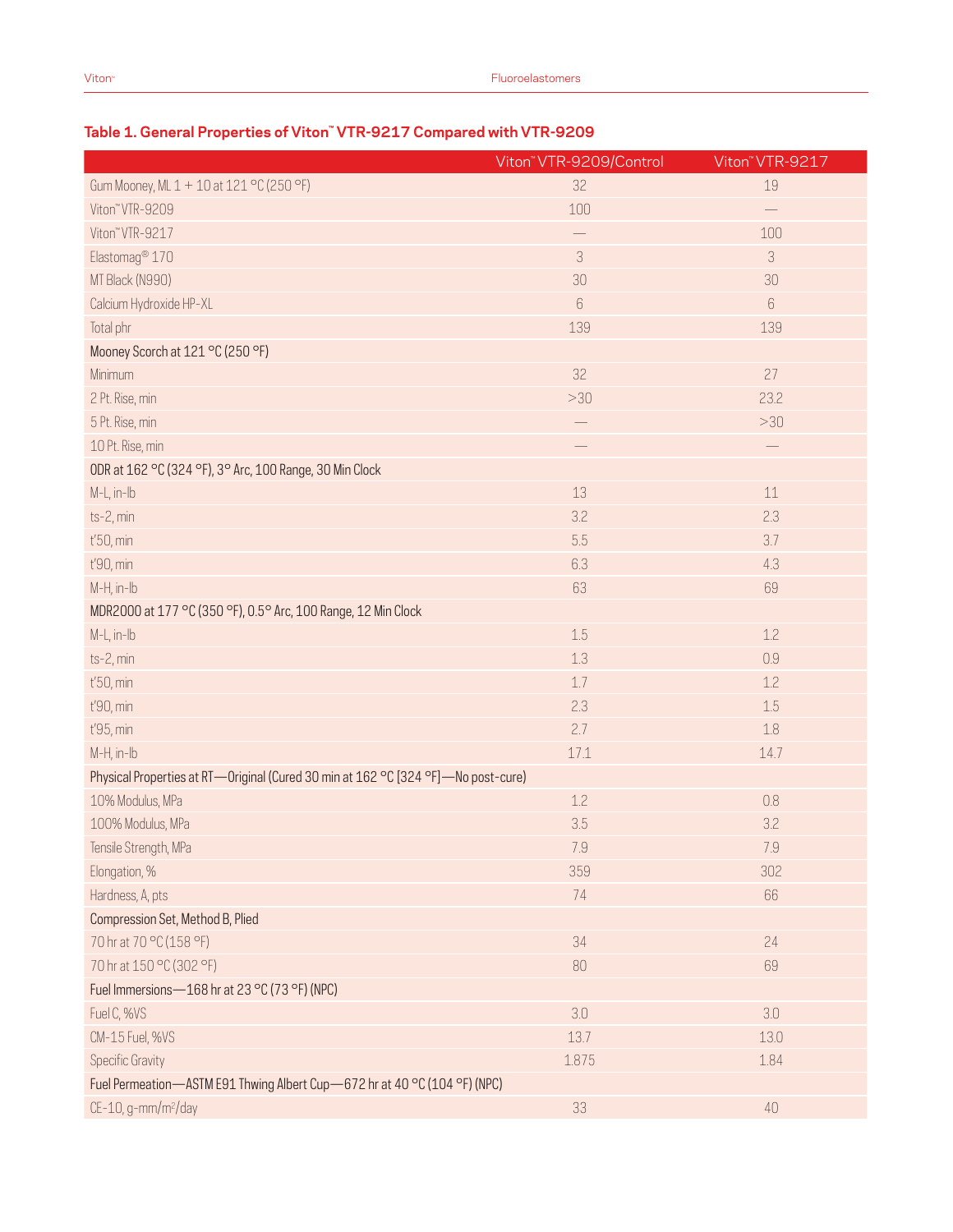### Table 1. General Properties of Viton™ VTR-9217 Compared with VTR-9209

| | Viton™ VTR-9209/Control | Viton™ VTR-9217 |
|---|---|---|
| Gum Mooney, ML 1 + 10 at 121 °C (250 °F) | 32 | 19 |
| Viton™ VTR-9209 | 100 | — |
| Viton™ VTR-9217 | — | 100 |
| Elastomag® 170 | 3 | 3 |
| MT Black (N990) | 30 | 30 |
| Calcium Hydroxide HP-XL | 6 | 6 |
| Total phr | 139 | 139 |
| **Mooney Scorch at 121 °C (250 °F)** | | |
| Minimum | 32 | 27 |
| 2 Pt. Rise, min | >30 | 23.2 |
| 5 Pt. Rise, min | — | >30 |
| 10 Pt. Rise, min | — | — |
| **ODR at 162 °C (324 °F), 3° Arc, 100 Range, 30 Min Clock** | | |
| M-L, in-lb | 13 | 11 |
| ts-2, min | 3.2 | 2.3 |
| t'50, min | 5.5 | 3.7 |
| t'90, min | 6.3 | 4.3 |
| M-H, in-lb | 63 | 69 |
| **MDR2000 at 177 °C (350 °F), 0.5° Arc, 100 Range, 12 Min Clock** | | |
| M-L, in-lb | 1.5 | 1.2 |
| ts-2, min | 1.3 | 0.9 |
| t'50, min | 1.7 | 1.2 |
| t'90, min | 2.3 | 1.5 |
| t'95, min | 2.7 | 1.8 |
| M-H, in-lb | 17.1 | 14.7 |
| **Physical Properties at RT—Original (Cured 30 min at 162 °C [324 °F]—No post-cure)** | | |
| 10% Modulus, MPa | 1.2 | 0.8 |
| 100% Modulus, MPa | 3.5 | 3.2 |
| Tensile Strength, MPa | 7.9 | 7.9 |
| Elongation, % | 359 | 302 |
| Hardness, A, pts | 74 | 66 |
| **Compression Set, Method B, Plied** | | |
| 70 hr at 70 °C (158 °F) | 34 | 24 |
| 70 hr at 150 °C (302 °F) | 80 | 69 |
| **Fuel Immersions—168 hr at 23 °C (73 °F) (NPC)** | | |
| Fuel C, %VS | 3.0 | 3.0 |
| CM-15 Fuel, %VS | 13.7 | 13.0 |
| Specific Gravity | 1.875 | 1.84 |
| **Fuel Permeation—ASTM E91 Thwing Albert Cup—672 hr at 40 °C (104 °F) (NPC)** | | |
| CE-10, g-mm/m²/day | 33 | 40 |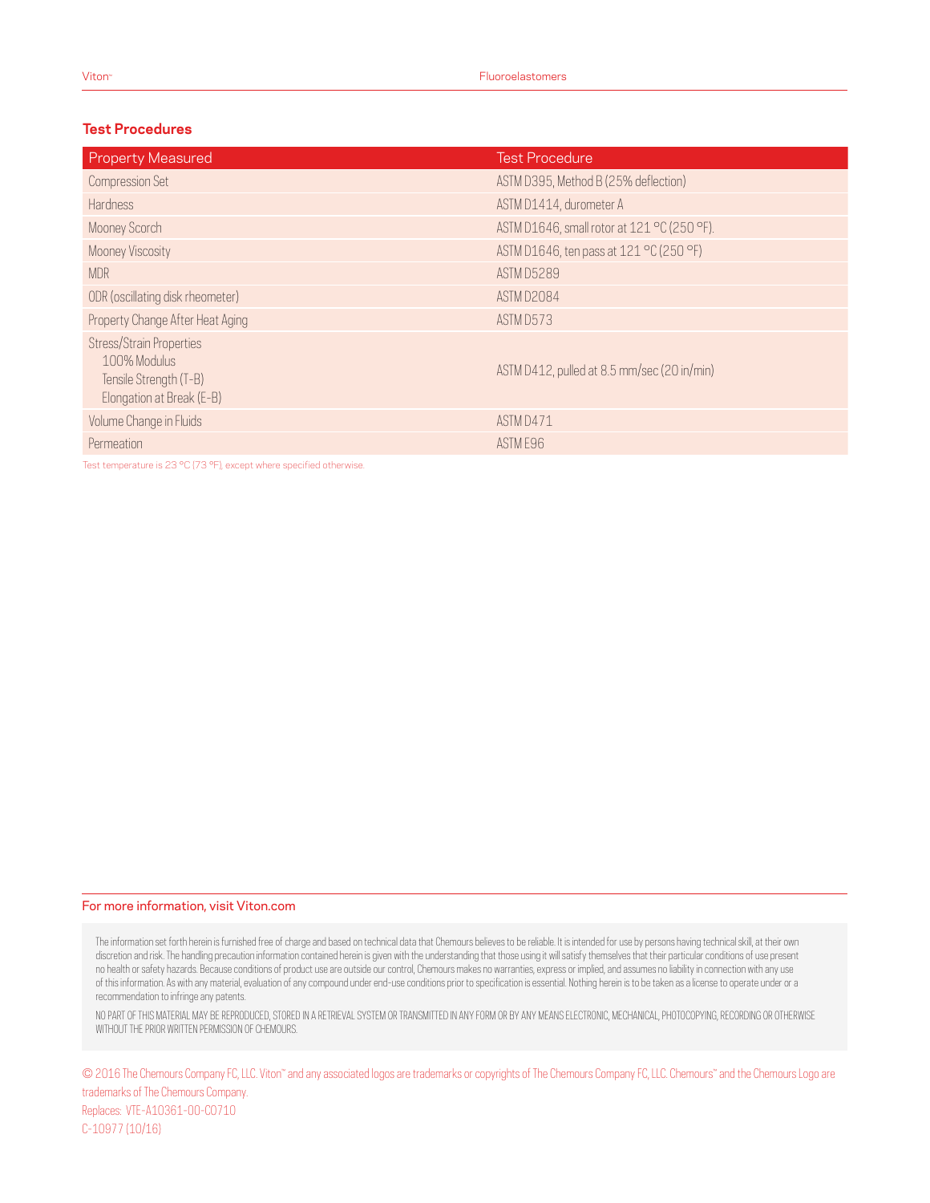## Test Procedures

| Property Measured | Test Procedure |
| --- | --- |
| Compression Set | ASTM D395, Method B (25% deflection) |
| Hardness | ASTM D1414, durometer A |
| Mooney Scorch | ASTM D1646, small rotor at 121 °C (250 °F). |
| Mooney Viscosity | ASTM D1646, ten pass at 121 °C (250 °F) |
| MDR | ASTM D5289 |
| ODR (oscillating disk rheometer) | ASTM D2084 |
| Property Change After Heat Aging | ASTM D573 |
| Stress/Strain Properties<br>100% Modulus<br>Tensile Strength (T-B)<br>Elongation at Break (E-B) | ASTM D412, pulled at 8.5 mm/sec (20 in/min) |
| Volume Change in Fluids | ASTM D471 |
| Permeation | ASTM E96 |

Test temperature is 23 °C (73 °F), except where specified otherwise.

For more information, visit Viton.com

The information set forth herein is furnished free of charge and based on technical data that Chemours believes to be reliable. It is intended for use by persons having technical skill, at their own discretion and risk. The handling precaution information contained herein is given with the understanding that those using it will satisfy themselves that their particular conditions of use present no health or safety hazards. Because conditions of product use are outside our control, Chemours makes no warranties, express or implied, and assumes no liability in connection with any use of this information. As with any material, evaluation of any compound under end-use conditions prior to specification is essential. Nothing herein is to be taken as a license to operate under or a recommendation to infringe any patents.

NO PART OF THIS MATERIAL MAY BE REPRODUCED, STORED IN A RETRIEVAL SYSTEM OR TRANSMITTED IN ANY FORM OR BY ANY MEANS ELECTRONIC, MECHANICAL, PHOTOCOPYING, RECORDING OR OTHERWISE WITHOUT THE PRIOR WRITTEN PERMISSION OF CHEMOURS.

© 2016 The Chemours Company FC, LLC. Viton™ and any associated logos are trademarks or copyrights of The Chemours Company FC, LLC. Chemours™ and the Chemours Logo are trademarks of The Chemours Company.

Replaces: VTE-A10361-00-C0710

C-10977 (10/16)